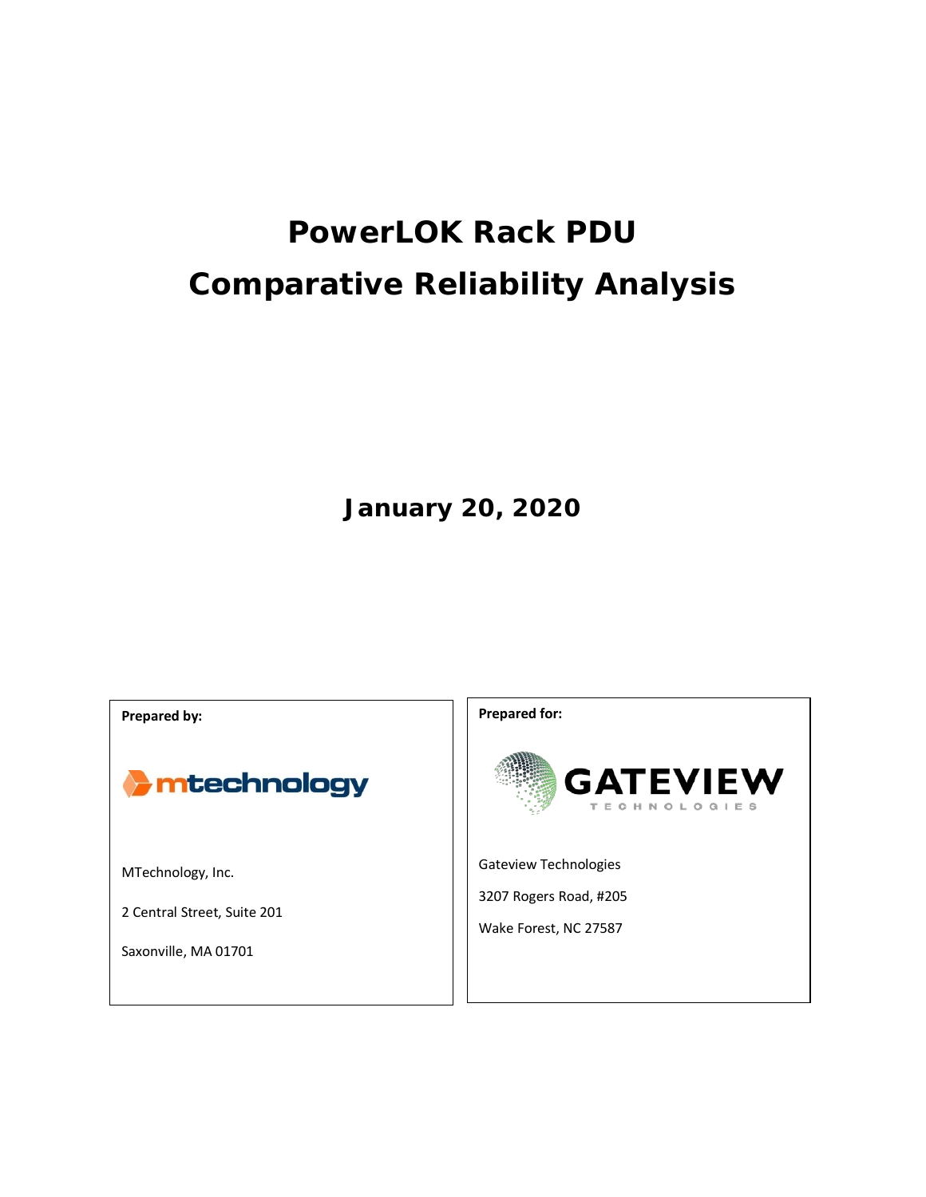# PowerLOK Rack PDU

# Comparative Reliability Analysis

**January 20, 2020**

| **Prepared by:** | **Prepared for:** |
|---|---|
| mtechnology | GATEVIEW TECHNOLOGIES |
| MTechnology, Inc. | Gateview Technologies |
| 2 Central Street, Suite 201 | 3207 Rogers Road, #205 |
| Saxonville, MA 01701 | Wake Forest, NC 27587 |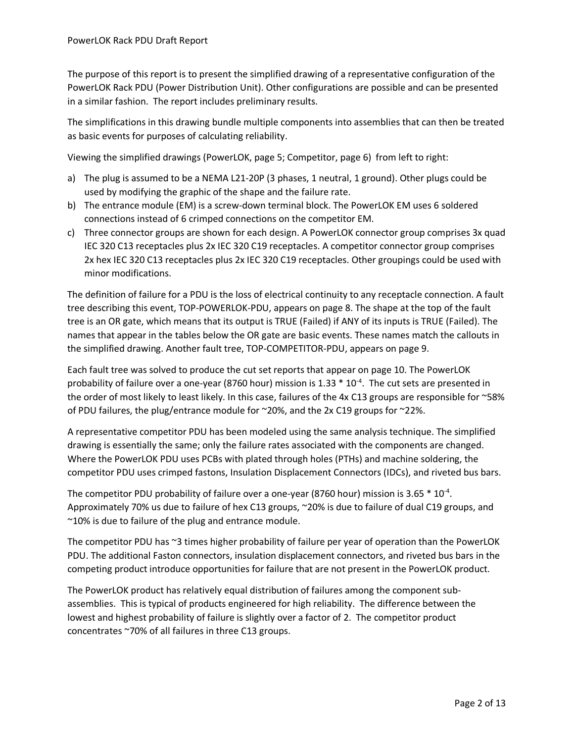The purpose of this report is to present the simplified drawing of a representative configuration of the PowerLOK Rack PDU (Power Distribution Unit). Other configurations are possible and can be presented in a similar fashion. The report includes preliminary results.

The simplifications in this drawing bundle multiple components into assemblies that can then be treated as basic events for purposes of calculating reliability.

Viewing the simplified drawings (PowerLOK, page 5; Competitor, page 6) from left to right:

a) The plug is assumed to be a NEMA L21-20P (3 phases, 1 neutral, 1 ground). Other plugs could be used by modifying the graphic of the shape and the failure rate.
b) The entrance module (EM) is a screw-down terminal block. The PowerLOK EM uses 6 soldered connections instead of 6 crimped connections on the competitor EM.
c) Three connector groups are shown for each design. A PowerLOK connector group comprises 3x quad IEC 320 C13 receptacles plus 2x IEC 320 C19 receptacles. A competitor connector group comprises 2x hex IEC 320 C13 receptacles plus 2x IEC 320 C19 receptacles. Other groupings could be used with minor modifications.

The definition of failure for a PDU is the loss of electrical continuity to any receptacle connection. A fault tree describing this event, TOP-POWERLOK-PDU, appears on page 8. The shape at the top of the fault tree is an OR gate, which means that its output is TRUE (Failed) if ANY of its inputs is TRUE (Failed). The names that appear in the tables below the OR gate are basic events. These names match the callouts in the simplified drawing. Another fault tree, TOP-COMPETITOR-PDU, appears on page 9.

Each fault tree was solved to produce the cut set reports that appear on page 10. The PowerLOK probability of failure over a one-year (8760 hour) mission is $1.33 * 10^{-4}$. The cut sets are presented in the order of most likely to least likely. In this case, failures of the 4x C13 groups are responsible for ~58% of PDU failures, the plug/entrance module for ~20%, and the 2x C19 groups for ~22%.

A representative competitor PDU has been modeled using the same analysis technique. The simplified drawing is essentially the same; only the failure rates associated with the components are changed. Where the PowerLOK PDU uses PCBs with plated through holes (PTHs) and machine soldering, the competitor PDU uses crimped fastons, Insulation Displacement Connectors (IDCs), and riveted bus bars.

The competitor PDU probability of failure over a one-year (8760 hour) mission is $3.65 * 10^{-4}$. Approximately 70% us due to failure of hex C13 groups, ~20% is due to failure of dual C19 groups, and ~10% is due to failure of the plug and entrance module.

The competitor PDU has ~3 times higher probability of failure per year of operation than the PowerLOK PDU. The additional Faston connectors, insulation displacement connectors, and riveted bus bars in the competing product introduce opportunities for failure that are not present in the PowerLOK product.

The PowerLOK product has relatively equal distribution of failures among the component sub-assemblies. This is typical of products engineered for high reliability. The difference between the lowest and highest probability of failure is slightly over a factor of 2. The competitor product concentrates ~70% of all failures in three C13 groups.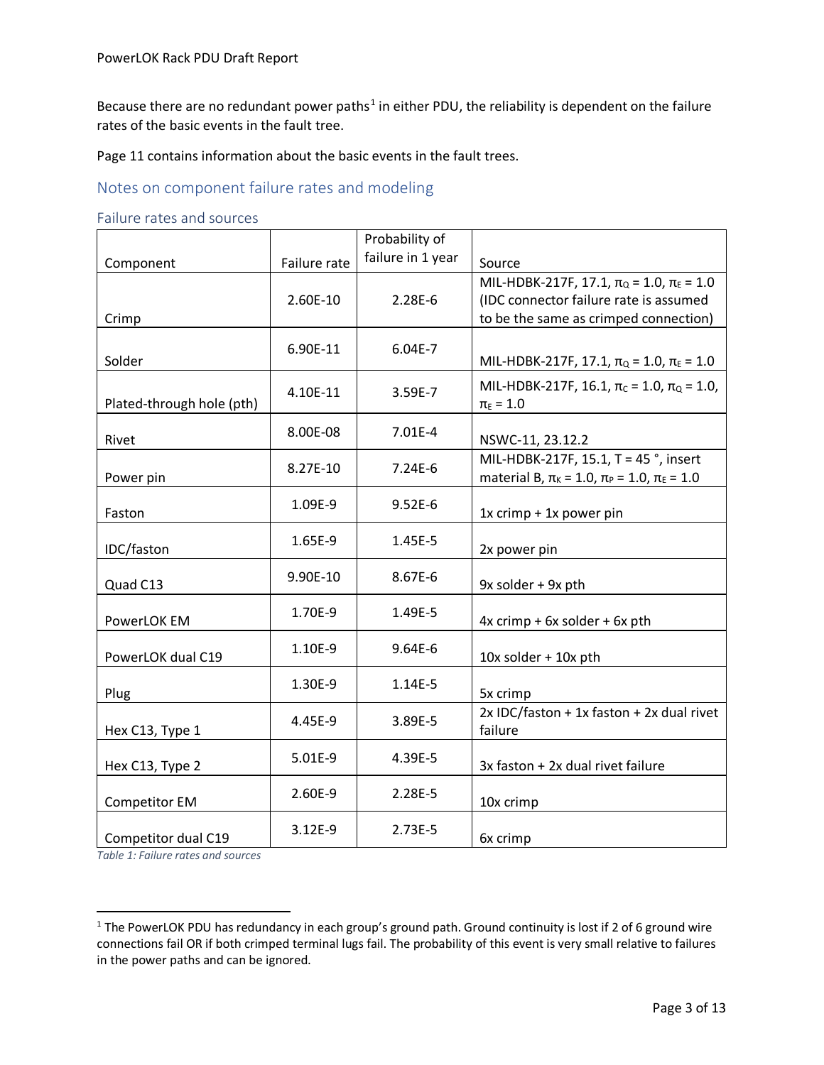Because there are no redundant power paths[1] in either PDU, the reliability is dependent on the failure rates of the basic events in the fault tree.

Page 11 contains information about the basic events in the fault trees.

## Notes on component failure rates and modeling

### Failure rates and sources

| Component | Failure rate | Probability of failure in 1 year | Source |
|---|---|---|---|
| Crimp | 2.60E-10 | 2.28E-6 | MIL-HDBK-217F, 17.1, $\pi_Q = 1.0$, $\pi_E = 1.0$ (IDC connector failure rate is assumed to be the same as crimped connection) |
| Solder | 6.90E-11 | 6.04E-7 | MIL-HDBK-217F, 17.1, $\pi_Q = 1.0$, $\pi_E = 1.0$ |
| Plated-through hole (pth) | 4.10E-11 | 3.59E-7 | MIL-HDBK-217F, 16.1, $\pi_C = 1.0$, $\pi_Q = 1.0$, $\pi_E = 1.0$ |
| Rivet | 8.00E-08 | 7.01E-4 | NSWC-11, 23.12.2 |
| Power pin | 8.27E-10 | 7.24E-6 | MIL-HDBK-217F, 15.1, T = 45 °, insert material B, $\pi_K = 1.0$, $\pi_P = 1.0$, $\pi_E = 1.0$ |
| Faston | 1.09E-9 | 9.52E-6 | 1x crimp + 1x power pin |
| IDC/faston | 1.65E-9 | 1.45E-5 | 2x power pin |
| Quad C13 | 9.90E-10 | 8.67E-6 | 9x solder + 9x pth |
| PowerLOK EM | 1.70E-9 | 1.49E-5 | 4x crimp + 6x solder + 6x pth |
| PowerLOK dual C19 | 1.10E-9 | 9.64E-6 | 10x solder + 10x pth |
| Plug | 1.30E-9 | 1.14E-5 | 5x crimp |
| Hex C13, Type 1 | 4.45E-9 | 3.89E-5 | 2x IDC/faston + 1x faston + 2x dual rivet failure |
| Hex C13, Type 2 | 5.01E-9 | 4.39E-5 | 3x faston + 2x dual rivet failure |
| Competitor EM | 2.60E-9 | 2.28E-5 | 10x crimp |
| Competitor dual C19 | 3.12E-9 | 2.73E-5 | 6x crimp |

*Table 1: Failure rates and sources*

[1] The PowerLOK PDU has redundancy in each group's ground path. Ground continuity is lost if 2 of 6 ground wire connections fail OR if both crimped terminal lugs fail. The probability of this event is very small relative to failures in the power paths and can be ignored.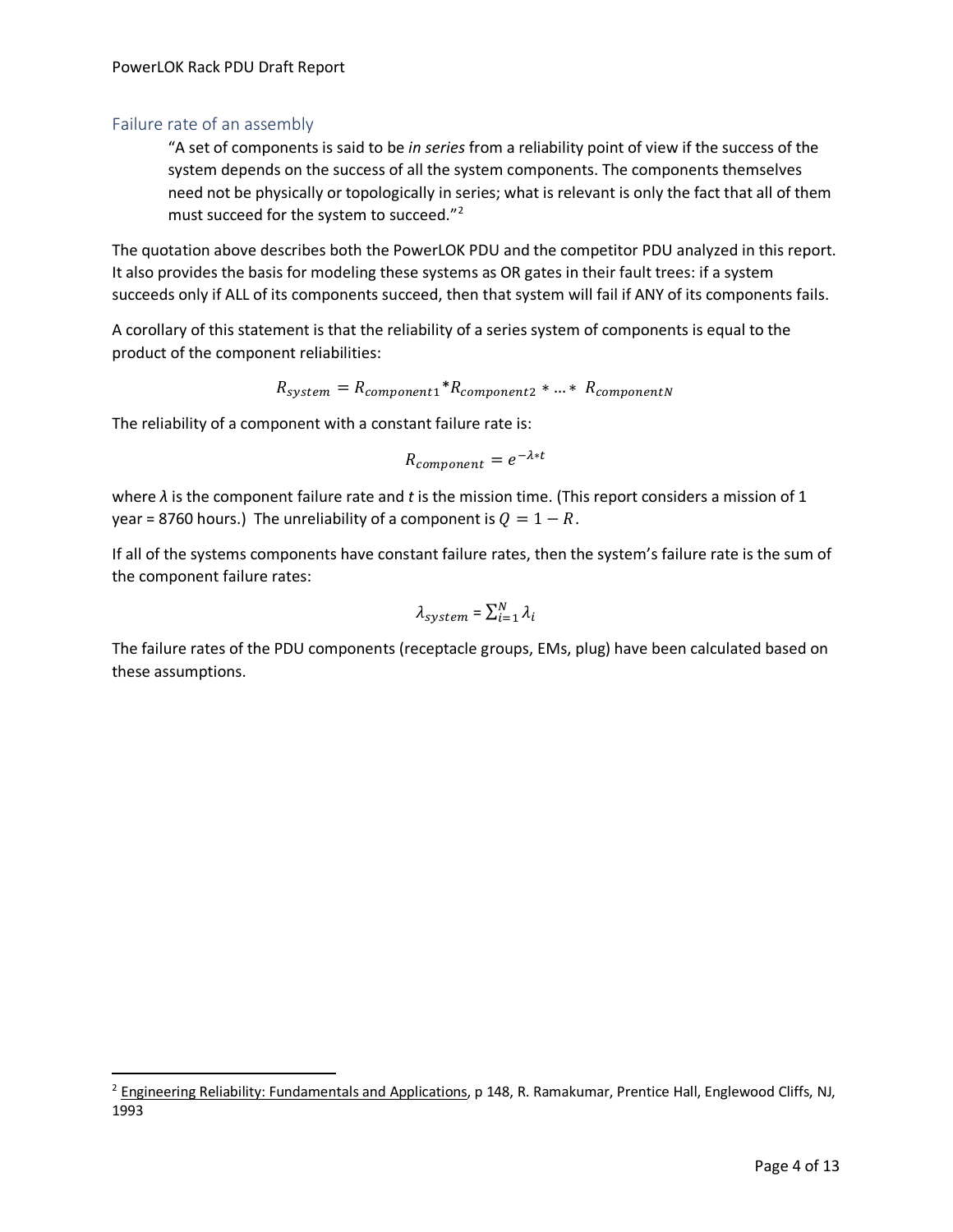## Failure rate of an assembly

> "A set of components is said to be *in series* from a reliability point of view if the success of the system depends on the success of all the system components. The components themselves need not be physically or topologically in series; what is relevant is only the fact that all of them must succeed for the system to succeed."[2]

The quotation above describes both the PowerLOK PDU and the competitor PDU analyzed in this report. It also provides the basis for modeling these systems as OR gates in their fault trees: if a system succeeds only if ALL of its components succeed, then that system will fail if ANY of its components fails.

A corollary of this statement is that the reliability of a series system of components is equal to the product of the component reliabilities:

$$R_{system} = R_{component1} * R_{component2} * \ldots * R_{componentN}$$

The reliability of a component with a constant failure rate is:

$$R_{component} = e^{-\lambda * t}$$

where $\lambda$ is the component failure rate and $t$ is the mission time. (This report considers a mission of 1 year = 8760 hours.) The unreliability of a component is $Q = 1 - R$.

If all of the systems components have constant failure rates, then the system's failure rate is the sum of the component failure rates:

$$\lambda_{system} = \sum_{i=1}^{N} \lambda_i$$

The failure rates of the PDU components (receptacle groups, EMs, plug) have been calculated based on these assumptions.

---

[2] Engineering Reliability: Fundamentals and Applications, p 148, R. Ramakumar, Prentice Hall, Englewood Cliffs, NJ, 1993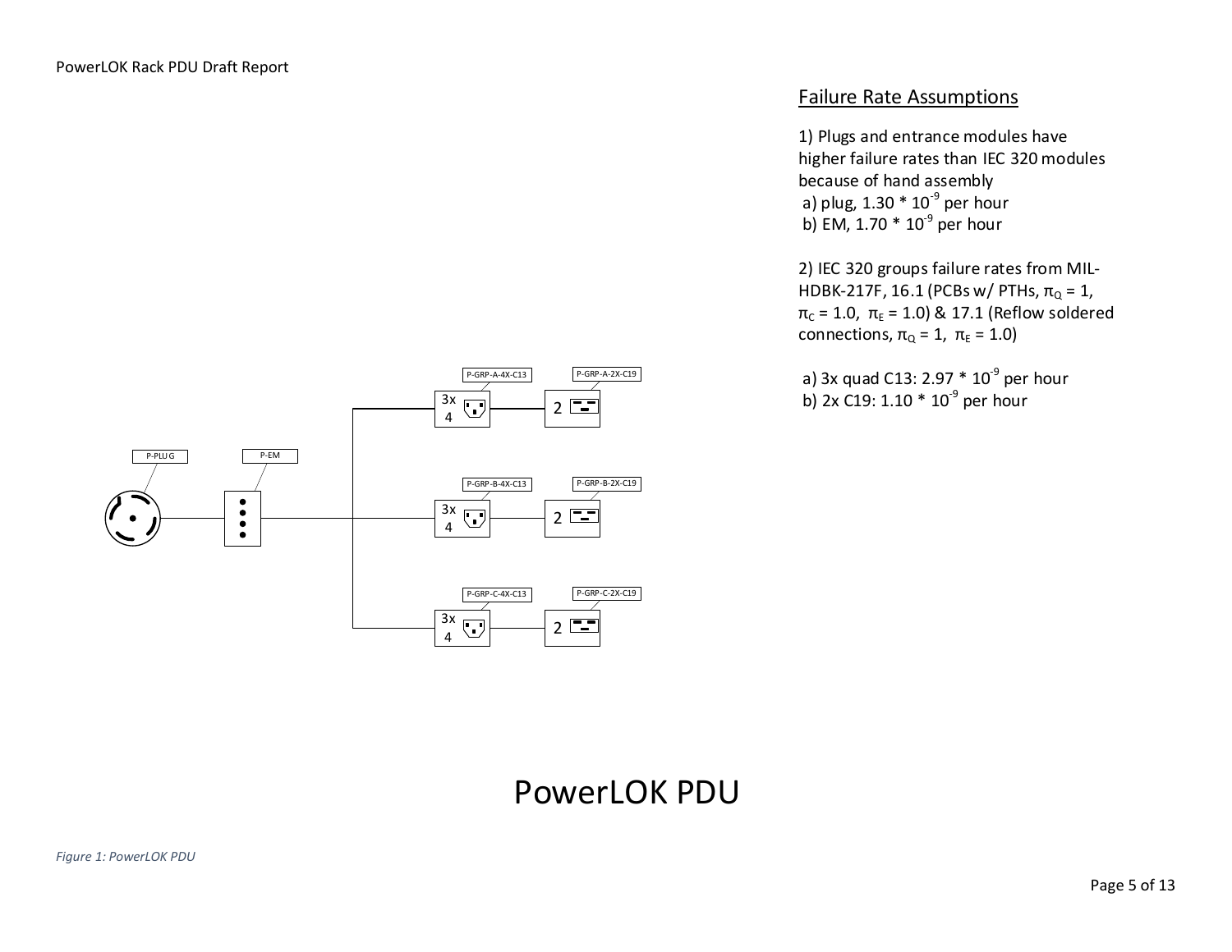## Failure Rate Assumptions

1) Plugs and entrance modules have higher failure rates than IEC 320 modules because of hand assembly
 a) plug, $1.30 * 10^{-9}$ per hour
 b) EM, $1.70 * 10^{-9}$ per hour

2) IEC 320 groups failure rates from MIL-HDBK-217F, 16.1 (PCBs w/ PTHs, $\pi_Q = 1$, $\pi_C = 1.0$, $\pi_E = 1.0$) & 17.1 (Reflow soldered connections, $\pi_Q = 1$, $\pi_E = 1.0$)

 a) 3x quad C13: $2.97 * 10^{-9}$ per hour
 b) 2x C19: $1.10 * 10^{-9}$ per hour

P-PLUG　P-EM

P-GRP-A-4X-C13　P-GRP-A-2X-C19

P-GRP-B-4X-C13　P-GRP-B-2X-C19

P-GRP-C-4X-C13　P-GRP-C-2X-C19

PowerLOK PDU

*Figure 1: PowerLOK PDU*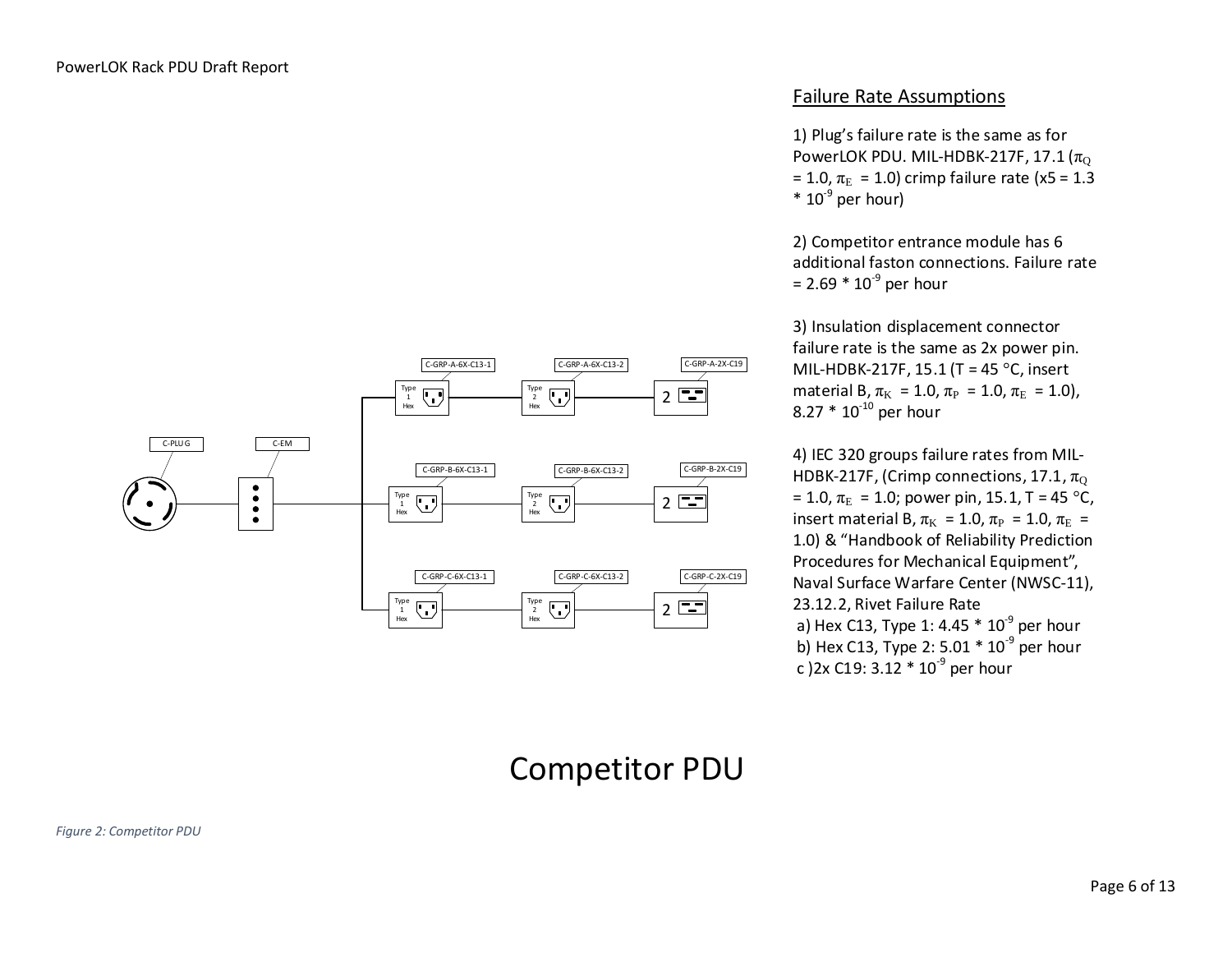## Failure Rate Assumptions

1) Plug's failure rate is the same as for PowerLOK PDU. MIL-HDBK-217F, 17.1 ($\pi_Q$ = 1.0, $\pi_E$ = 1.0) crimp failure rate (x5 = 1.3 * $10^{-9}$ per hour)

2) Competitor entrance module has 6 additional faston connections. Failure rate = 2.69 * $10^{-9}$ per hour

3) Insulation displacement connector failure rate is the same as 2x power pin. MIL-HDBK-217F, 15.1 (T = 45 °C, insert material B, $\pi_K$ = 1.0, $\pi_P$ = 1.0, $\pi_E$ = 1.0), 8.27 * $10^{-10}$ per hour

4) IEC 320 groups failure rates from MIL-HDBK-217F, (Crimp connections, 17.1, $\pi_Q$ = 1.0, $\pi_E$ = 1.0; power pin, 15.1, T = 45 °C, insert material B, $\pi_K$ = 1.0, $\pi_P$ = 1.0, $\pi_E$ = 1.0) & "Handbook of Reliability Prediction Procedures for Mechanical Equipment", Naval Surface Warfare Center (NWSC-11), 23.12.2, Rivet Failure Rate

a) Hex C13, Type 1: 4.45 * $10^{-9}$ per hour
b) Hex C13, Type 2: 5.01 * $10^{-9}$ per hour
c )2x C19: 3.12 * $10^{-9}$ per hour

C-PLUG — C-EM — C-GRP-A-6X-C13-1 (Type 1 Hex) — C-GRP-A-6X-C13-2 (Type 2 Hex) — C-GRP-A-2X-C19 (2)

C-GRP-B-6X-C13-1 (Type 1 Hex) — C-GRP-B-6X-C13-2 (Type 2 Hex) — C-GRP-B-2X-C19 (2)

C-GRP-C-6X-C13-1 (Type 1 Hex) — C-GRP-C-6X-C13-2 (Type 2 Hex) — C-GRP-C-2X-C19 (2)

Competitor PDU

*Figure 2: Competitor PDU*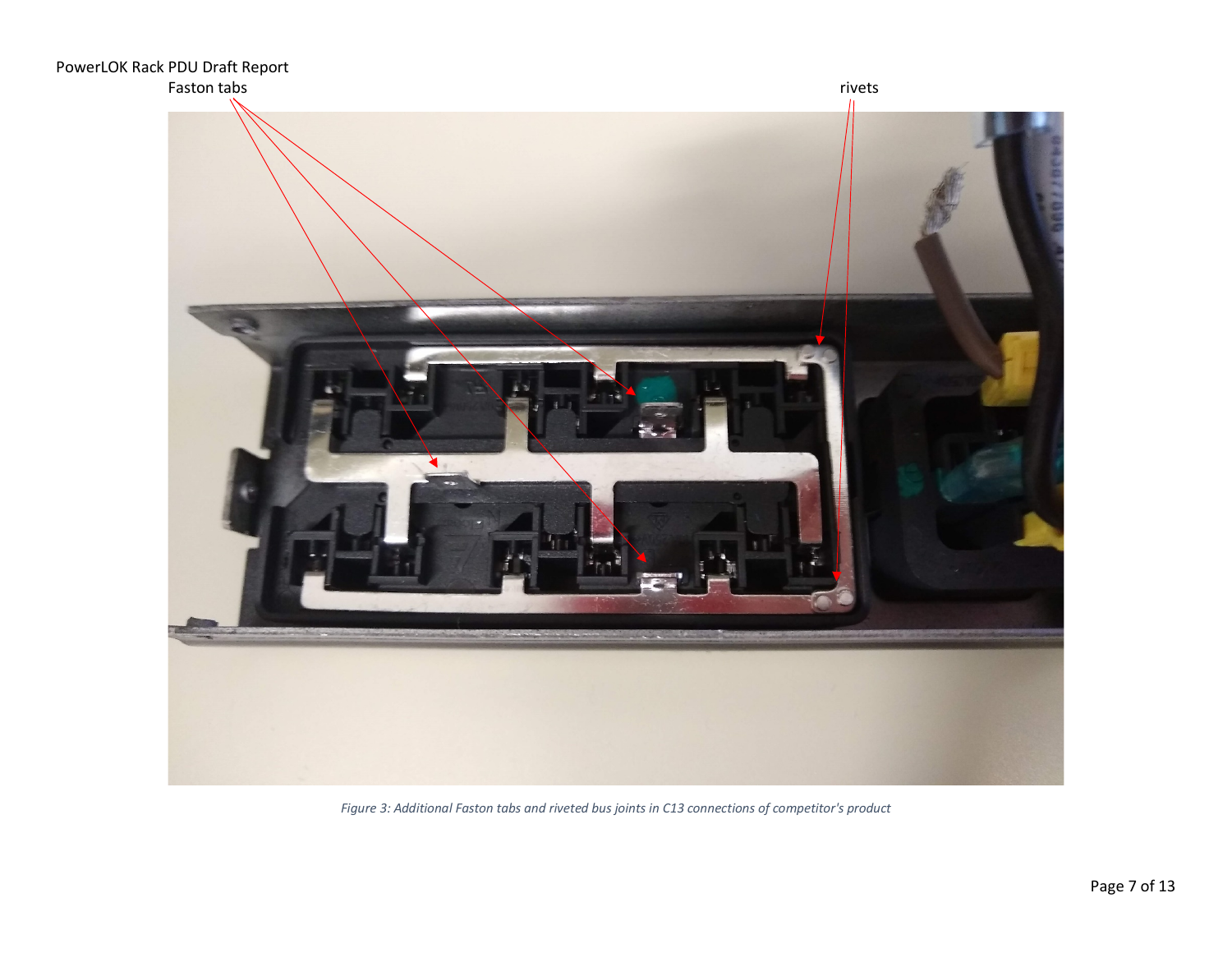Faston tabs

rivets

*Figure 3: Additional Faston tabs and riveted bus joints in C13 connections of competitor's product*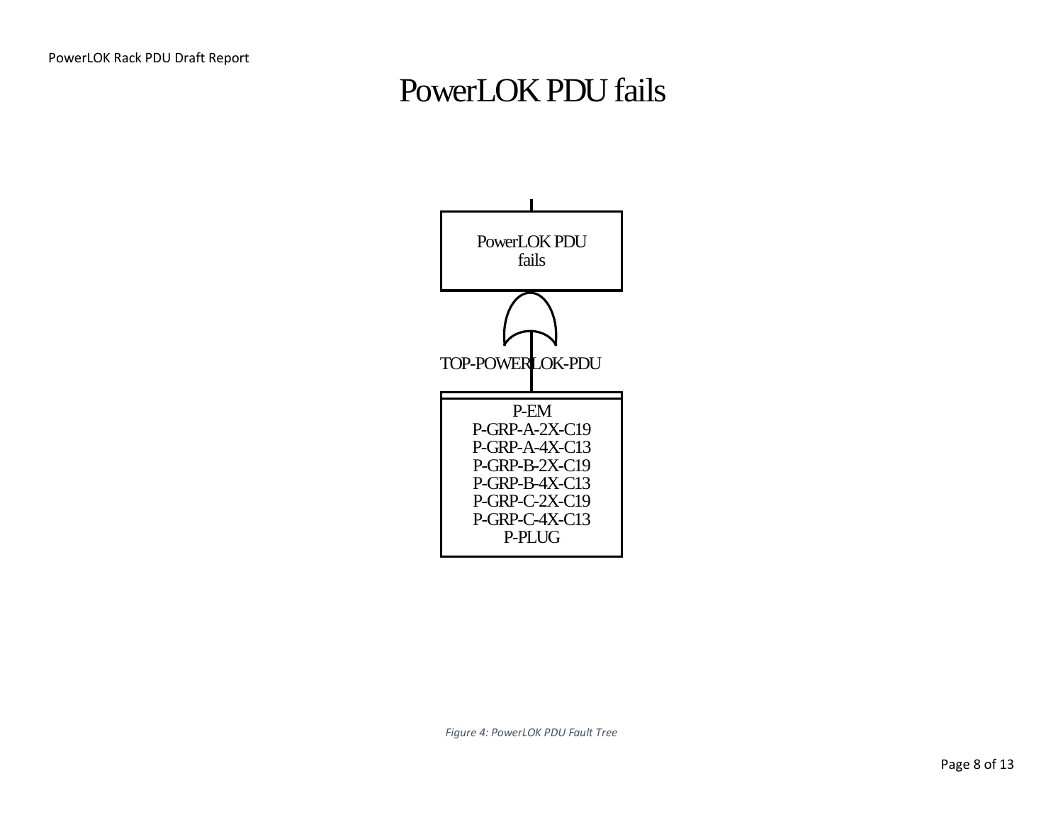# PowerLOK PDU fails

PowerLOK PDU fails

TOP-POWERLOK-PDU

P-EM
P-GRP-A-2X-C19
P-GRP-A-4X-C13
P-GRP-B-2X-C19
P-GRP-B-4X-C13
P-GRP-C-2X-C19
P-GRP-C-4X-C13
P-PLUG

*Figure 4: PowerLOK PDU Fault Tree*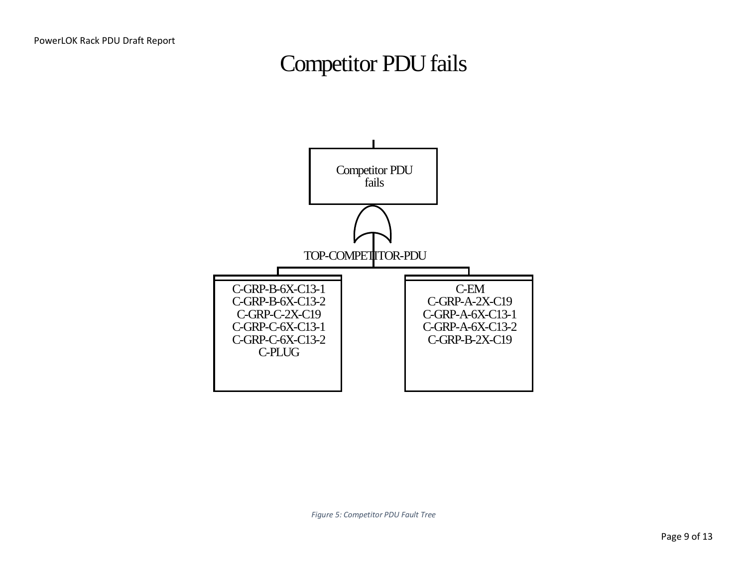# Competitor PDU fails

Competitor PDU fails

TOP-COMPETITOR-PDU

C-GRP-B-6X-C13-1
C-GRP-B-6X-C13-2
C-GRP-C-2X-C19
C-GRP-C-6X-C13-1
C-GRP-C-6X-C13-2
C-PLUG

C-EM
C-GRP-A-2X-C19
C-GRP-A-6X-C13-1
C-GRP-A-6X-C13-2
C-GRP-B-2X-C19

*Figure 5: Competitor PDU Fault Tree*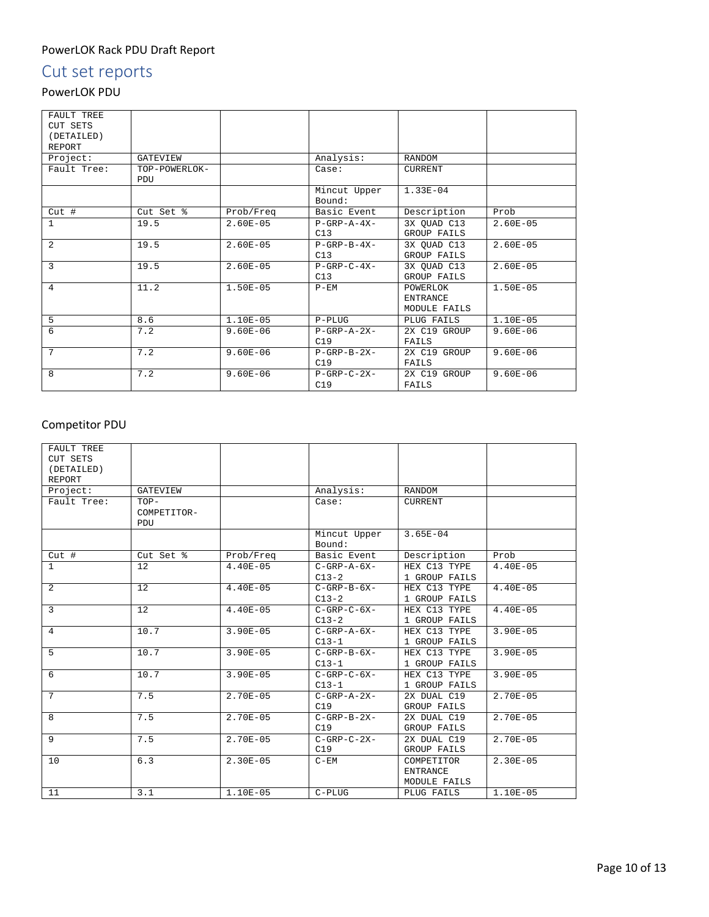# Cut set reports

## PowerLOK PDU

| FAULT TREE CUT SETS (DETAILED) REPORT | | | | | |
|---|---|---|---|---|---|
| Project: | GATEVIEW | | Analysis: | RANDOM | |
| Fault Tree: | TOP-POWERLOK-PDU | | Case: | CURRENT | |
| | | | Mincut Upper Bound: | 1.33E-04 | |
| Cut # | Cut Set % | Prob/Freq | Basic Event | Description | Prob |
| 1 | 19.5 | 2.60E-05 | P-GRP-A-4X-C13 | 3X QUAD C13 GROUP FAILS | 2.60E-05 |
| 2 | 19.5 | 2.60E-05 | P-GRP-B-4X-C13 | 3X QUAD C13 GROUP FAILS | 2.60E-05 |
| 3 | 19.5 | 2.60E-05 | P-GRP-C-4X-C13 | 3X QUAD C13 GROUP FAILS | 2.60E-05 |
| 4 | 11.2 | 1.50E-05 | P-EM | POWERLOK ENTRANCE MODULE FAILS | 1.50E-05 |
| 5 | 8.6 | 1.10E-05 | P-PLUG | PLUG FAILS | 1.10E-05 |
| 6 | 7.2 | 9.60E-06 | P-GRP-A-2X-C19 | 2X C19 GROUP FAILS | 9.60E-06 |
| 7 | 7.2 | 9.60E-06 | P-GRP-B-2X-C19 | 2X C19 GROUP FAILS | 9.60E-06 |
| 8 | 7.2 | 9.60E-06 | P-GRP-C-2X-C19 | 2X C19 GROUP FAILS | 9.60E-06 |

## Competitor PDU

| FAULT TREE CUT SETS (DETAILED) REPORT | | | | | |
|---|---|---|---|---|---|
| Project: | GATEVIEW | | Analysis: | RANDOM | |
| Fault Tree: | TOP-COMPETITOR-PDU | | Case: | CURRENT | |
| | | | Mincut Upper Bound: | 3.65E-04 | |
| Cut # | Cut Set % | Prob/Freq | Basic Event | Description | Prob |
| 1 | 12 | 4.40E-05 | C-GRP-A-6X-C13-2 | HEX C13 TYPE 1 GROUP FAILS | 4.40E-05 |
| 2 | 12 | 4.40E-05 | C-GRP-B-6X-C13-2 | HEX C13 TYPE 1 GROUP FAILS | 4.40E-05 |
| 3 | 12 | 4.40E-05 | C-GRP-C-6X-C13-2 | HEX C13 TYPE 1 GROUP FAILS | 4.40E-05 |
| 4 | 10.7 | 3.90E-05 | C-GRP-A-6X-C13-1 | HEX C13 TYPE 1 GROUP FAILS | 3.90E-05 |
| 5 | 10.7 | 3.90E-05 | C-GRP-B-6X-C13-1 | HEX C13 TYPE 1 GROUP FAILS | 3.90E-05 |
| 6 | 10.7 | 3.90E-05 | C-GRP-C-6X-C13-1 | HEX C13 TYPE 1 GROUP FAILS | 3.90E-05 |
| 7 | 7.5 | 2.70E-05 | C-GRP-A-2X-C19 | 2X DUAL C19 GROUP FAILS | 2.70E-05 |
| 8 | 7.5 | 2.70E-05 | C-GRP-B-2X-C19 | 2X DUAL C19 GROUP FAILS | 2.70E-05 |
| 9 | 7.5 | 2.70E-05 | C-GRP-C-2X-C19 | 2X DUAL C19 GROUP FAILS | 2.70E-05 |
| 10 | 6.3 | 2.30E-05 | C-EM | COMPETITOR ENTRANCE MODULE FAILS | 2.30E-05 |
| 11 | 3.1 | 1.10E-05 | C-PLUG | PLUG FAILS | 1.10E-05 |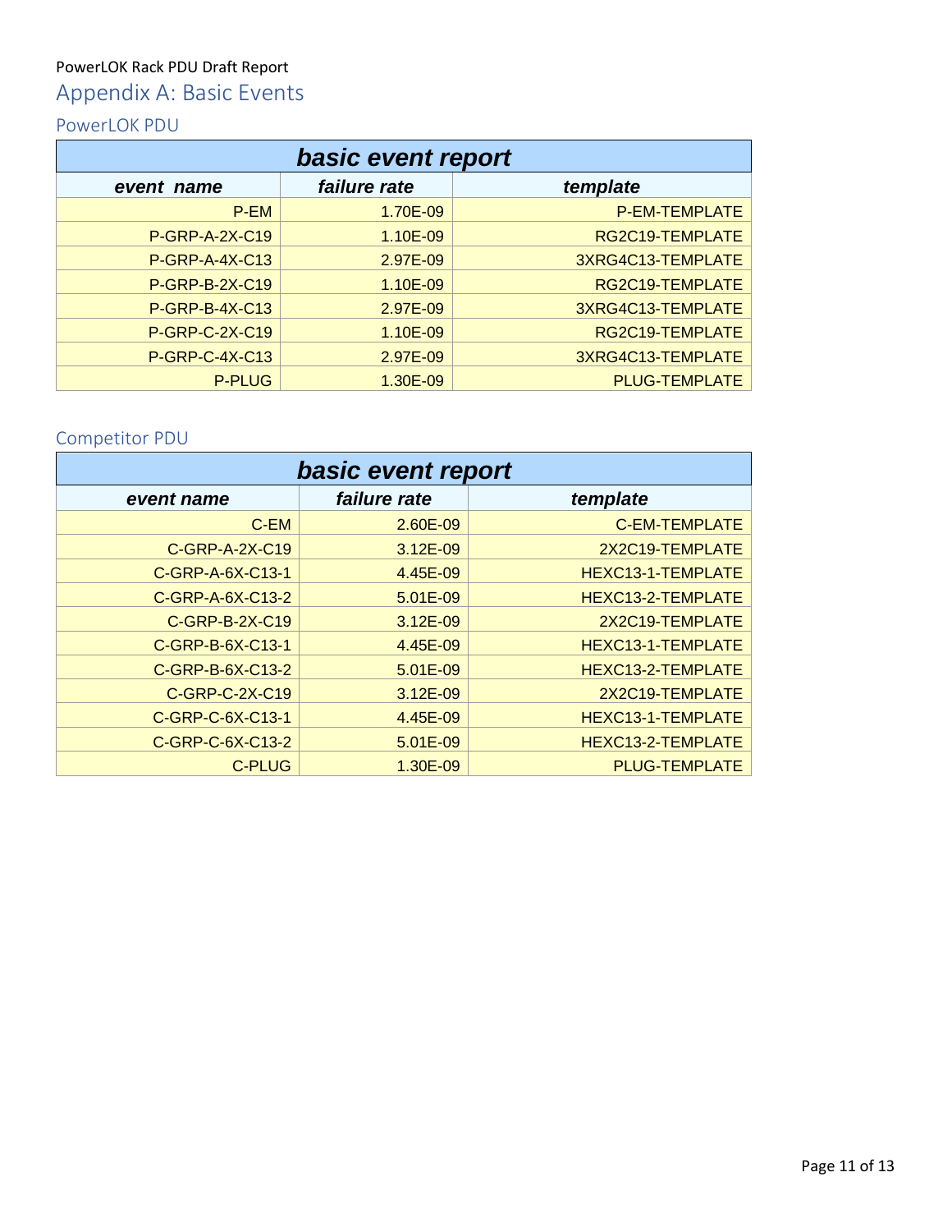# Appendix A: Basic Events

## PowerLOK PDU

| basic event report | | |
|---|---|---|
| ***event name*** | ***failure rate*** | ***template*** |
| P-EM | 1.70E-09 | P-EM-TEMPLATE |
| P-GRP-A-2X-C19 | 1.10E-09 | RG2C19-TEMPLATE |
| P-GRP-A-4X-C13 | 2.97E-09 | 3XRG4C13-TEMPLATE |
| P-GRP-B-2X-C19 | 1.10E-09 | RG2C19-TEMPLATE |
| P-GRP-B-4X-C13 | 2.97E-09 | 3XRG4C13-TEMPLATE |
| P-GRP-C-2X-C19 | 1.10E-09 | RG2C19-TEMPLATE |
| P-GRP-C-4X-C13 | 2.97E-09 | 3XRG4C13-TEMPLATE |
| P-PLUG | 1.30E-09 | PLUG-TEMPLATE |

## Competitor PDU

| basic event report | | |
|---|---|---|
| ***event name*** | ***failure rate*** | ***template*** |
| C-EM | 2.60E-09 | C-EM-TEMPLATE |
| C-GRP-A-2X-C19 | 3.12E-09 | 2X2C19-TEMPLATE |
| C-GRP-A-6X-C13-1 | 4.45E-09 | HEXC13-1-TEMPLATE |
| C-GRP-A-6X-C13-2 | 5.01E-09 | HEXC13-2-TEMPLATE |
| C-GRP-B-2X-C19 | 3.12E-09 | 2X2C19-TEMPLATE |
| C-GRP-B-6X-C13-1 | 4.45E-09 | HEXC13-1-TEMPLATE |
| C-GRP-B-6X-C13-2 | 5.01E-09 | HEXC13-2-TEMPLATE |
| C-GRP-C-2X-C19 | 3.12E-09 | 2X2C19-TEMPLATE |
| C-GRP-C-6X-C13-1 | 4.45E-09 | HEXC13-1-TEMPLATE |
| C-GRP-C-6X-C13-2 | 5.01E-09 | HEXC13-2-TEMPLATE |
| C-PLUG | 1.30E-09 | PLUG-TEMPLATE |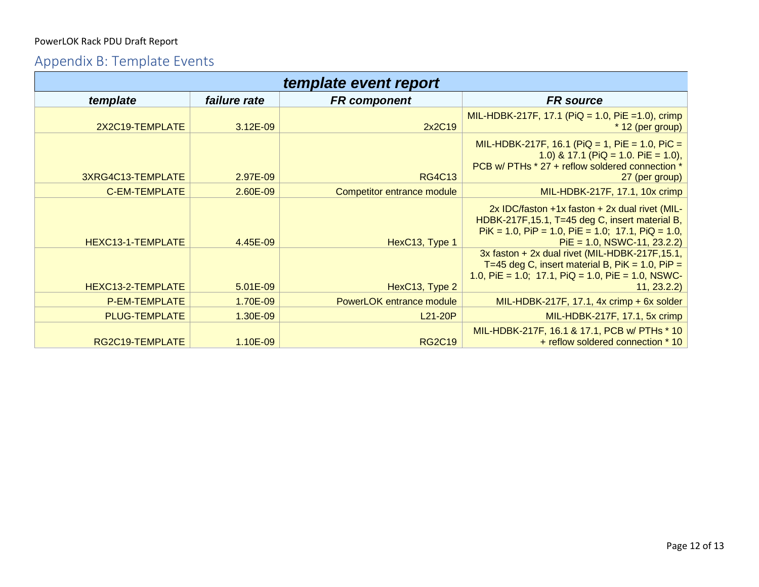## Appendix B: Template Events

| template event report | | | |
|---|---|---|---|
| ***template*** | ***failure rate*** | ***FR component*** | ***FR source*** |
| 2X2C19-TEMPLATE | 3.12E-09 | 2x2C19 | MIL-HDBK-217F, 17.1 (PiQ = 1.0, PiE =1.0), crimp * 12 (per group) |
| 3XRG4C13-TEMPLATE | 2.97E-09 | RG4C13 | MIL-HDBK-217F, 16.1 (PiQ = 1, PiE = 1.0, PiC = 1.0) & 17.1 (PiQ = 1.0. PiE = 1.0), PCB w/ PTHs * 27 + reflow soldered connection * 27 (per group) |
| C-EM-TEMPLATE | 2.60E-09 | Competitor entrance module | MIL-HDBK-217F, 17.1, 10x crimp |
| HEXC13-1-TEMPLATE | 4.45E-09 | HexC13, Type 1 | 2x IDC/faston +1x faston + 2x dual rivet (MIL-HDBK-217F,15.1, T=45 deg C, insert material B, PiK = 1.0, PiP = 1.0, PiE = 1.0; 17.1, PiQ = 1.0, PiE = 1.0, NSWC-11, 23.2.2) |
| HEXC13-2-TEMPLATE | 5.01E-09 | HexC13, Type 2 | 3x faston + 2x dual rivet (MIL-HDBK-217F,15.1, T=45 deg C, insert material B, PiK = 1.0, PiP = 1.0, PiE = 1.0; 17.1, PiQ = 1.0, PiE = 1.0, NSWC-11, 23.2.2) |
| P-EM-TEMPLATE | 1.70E-09 | PowerLOK entrance module | MIL-HDBK-217F, 17.1, 4x crimp + 6x solder |
| PLUG-TEMPLATE | 1.30E-09 | L21-20P | MIL-HDBK-217F, 17.1, 5x crimp |
| RG2C19-TEMPLATE | 1.10E-09 | RG2C19 | MIL-HDBK-217F, 16.1 & 17.1, PCB w/ PTHs * 10 + reflow soldered connection * 10 |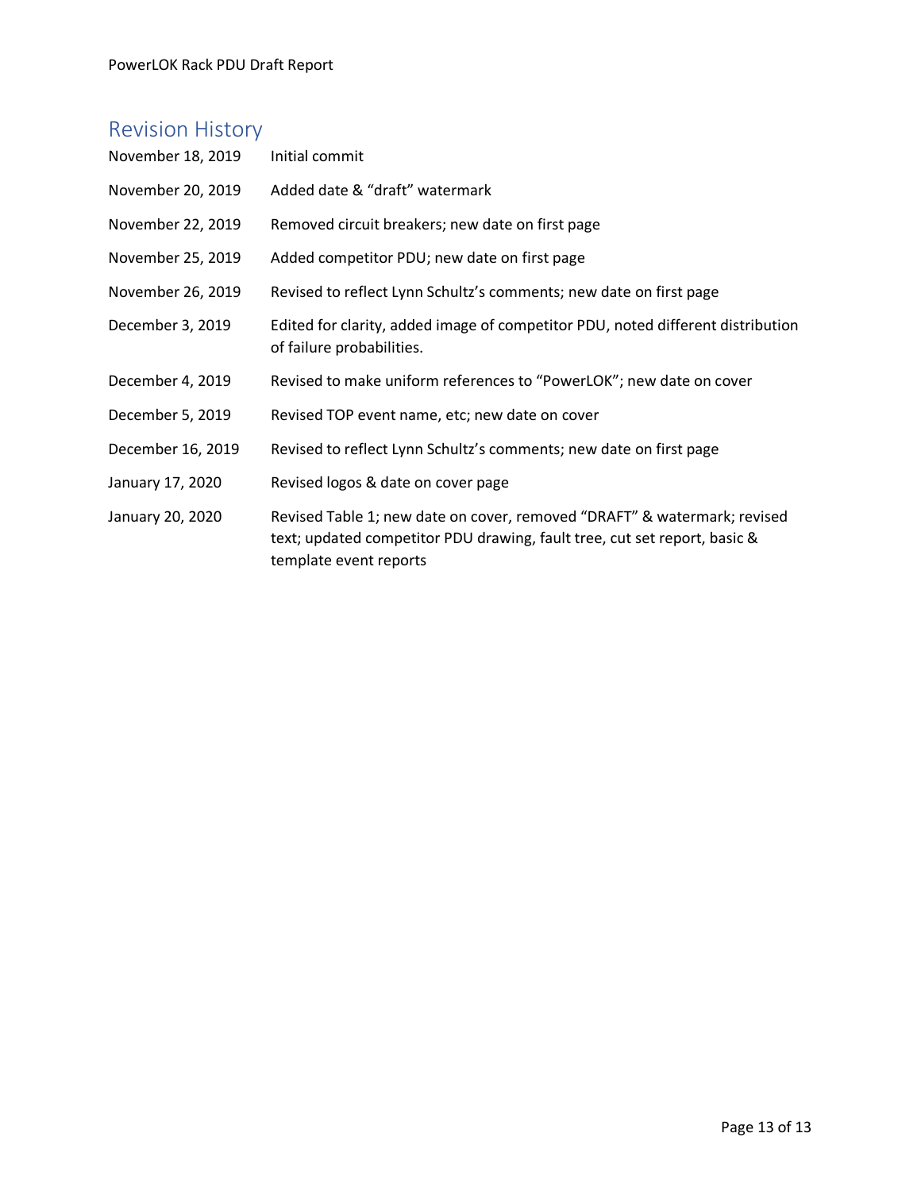## Revision History

| | |
|---|---|
| November 18, 2019 | Initial commit |
| November 20, 2019 | Added date & "draft" watermark |
| November 22, 2019 | Removed circuit breakers; new date on first page |
| November 25, 2019 | Added competitor PDU; new date on first page |
| November 26, 2019 | Revised to reflect Lynn Schultz's comments; new date on first page |
| December 3, 2019 | Edited for clarity, added image of competitor PDU, noted different distribution of failure probabilities. |
| December 4, 2019 | Revised to make uniform references to "PowerLOK"; new date on cover |
| December 5, 2019 | Revised TOP event name, etc; new date on cover |
| December 16, 2019 | Revised to reflect Lynn Schultz's comments; new date on first page |
| January 17, 2020 | Revised logos & date on cover page |
| January 20, 2020 | Revised Table 1; new date on cover, removed "DRAFT" & watermark; revised text; updated competitor PDU drawing, fault tree, cut set report, basic & template event reports |